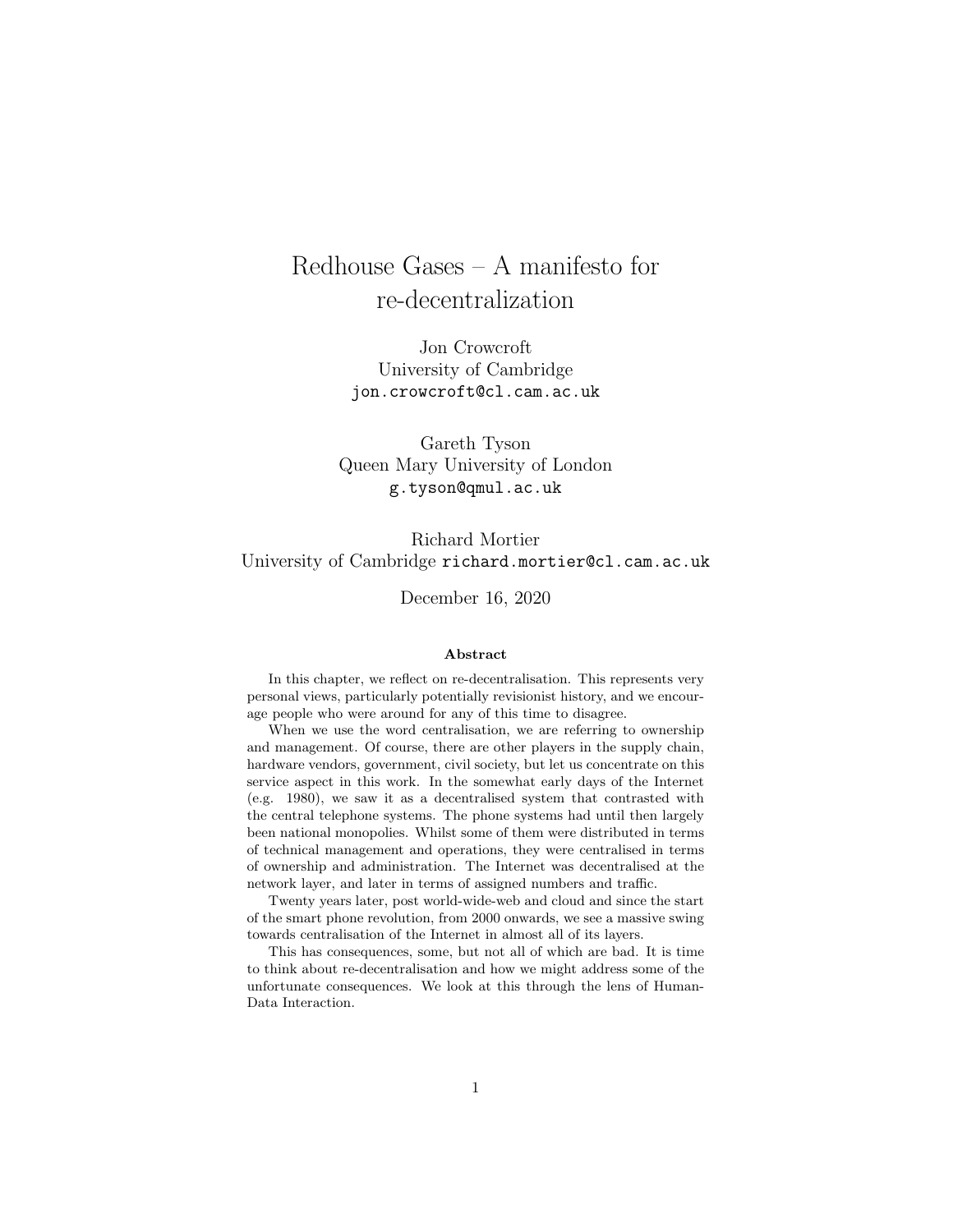# Redhouse Gases – A manifesto for re-decentralization

Jon Crowcroft
University of Cambridge
jon.crowcroft@cl.cam.ac.uk

Gareth Tyson
Queen Mary University of London
g.tyson@qmul.ac.uk

Richard Mortier
University of Cambridge richard.mortier@cl.cam.ac.uk

December 16, 2020

### Abstract

In this chapter, we reflect on re-decentralisation. This represents very personal views, particularly potentially revisionist history, and we encourage people who were around for any of this time to disagree.

When we use the word centralisation, we are referring to ownership and management. Of course, there are other players in the supply chain, hardware vendors, government, civil society, but let us concentrate on this service aspect in this work. In the somewhat early days of the Internet (e.g. 1980), we saw it as a decentralised system that contrasted with the central telephone systems. The phone systems had until then largely been national monopolies. Whilst some of them were distributed in terms of technical management and operations, they were centralised in terms of ownership and administration. The Internet was decentralised at the network layer, and later in terms of assigned numbers and traffic.

Twenty years later, post world-wide-web and cloud and since the start of the smart phone revolution, from 2000 onwards, we see a massive swing towards centralisation of the Internet in almost all of its layers.

This has consequences, some, but not all of which are bad. It is time to think about re-decentralisation and how we might address some of the unfortunate consequences. We look at this through the lens of Human-Data Interaction.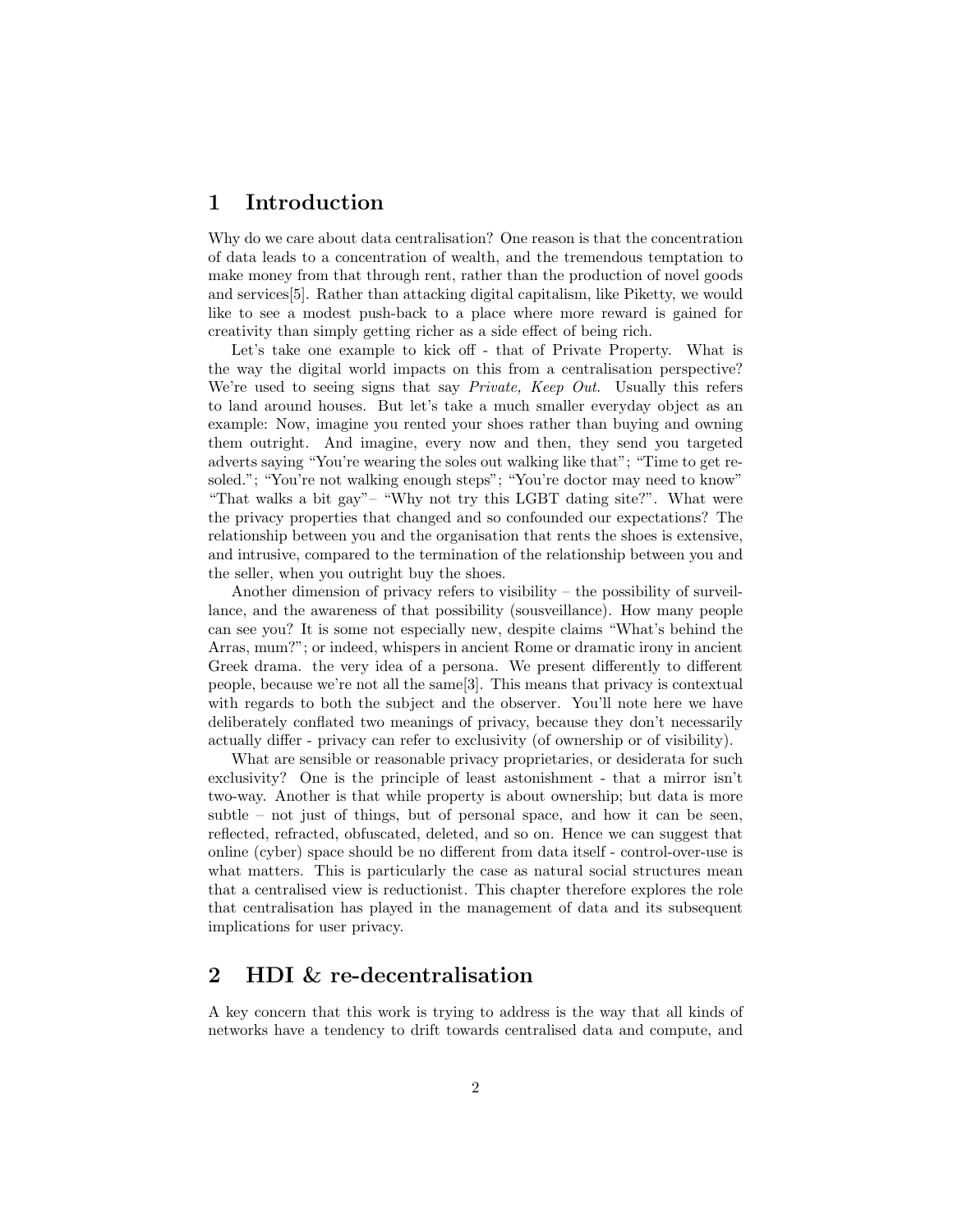## 1 Introduction

Why do we care about data centralisation? One reason is that the concentration of data leads to a concentration of wealth, and the tremendous temptation to make money from that through rent, rather than the production of novel goods and services[5]. Rather than attacking digital capitalism, like Piketty, we would like to see a modest push-back to a place where more reward is gained for creativity than simply getting richer as a side effect of being rich.

Let's take one example to kick off - that of Private Property. What is the way the digital world impacts on this from a centralisation perspective? We're used to seeing signs that say *Private, Keep Out*. Usually this refers to land around houses. But let's take a much smaller everyday object as an example: Now, imagine you rented your shoes rather than buying and owning them outright. And imagine, every now and then, they send you targeted adverts saying "You're wearing the soles out walking like that"; "Time to get re-soled."; "You're not walking enough steps"; "You're doctor may need to know" "That walks a bit gay"– "Why not try this LGBT dating site?". What were the privacy properties that changed and so confounded our expectations? The relationship between you and the organisation that rents the shoes is extensive, and intrusive, compared to the termination of the relationship between you and the seller, when you outright buy the shoes.

Another dimension of privacy refers to visibility – the possibility of surveillance, and the awareness of that possibility (sousveillance). How many people can see you? It is some not especially new, despite claims "What's behind the Arras, mum?"; or indeed, whispers in ancient Rome or dramatic irony in ancient Greek drama. the very idea of a persona. We present differently to different people, because we're not all the same[3]. This means that privacy is contextual with regards to both the subject and the observer. You'll note here we have deliberately conflated two meanings of privacy, because they don't necessarily actually differ - privacy can refer to exclusivity (of ownership or of visibility).

What are sensible or reasonable privacy proprietaries, or desiderata for such exclusivity? One is the principle of least astonishment - that a mirror isn't two-way. Another is that while property is about ownership; but data is more subtle – not just of things, but of personal space, and how it can be seen, reflected, refracted, obfuscated, deleted, and so on. Hence we can suggest that online (cyber) space should be no different from data itself - control-over-use is what matters. This is particularly the case as natural social structures mean that a centralised view is reductionist. This chapter therefore explores the role that centralisation has played in the management of data and its subsequent implications for user privacy.

## 2 HDI & re-decentralisation

A key concern that this work is trying to address is the way that all kinds of networks have a tendency to drift towards centralised data and compute, and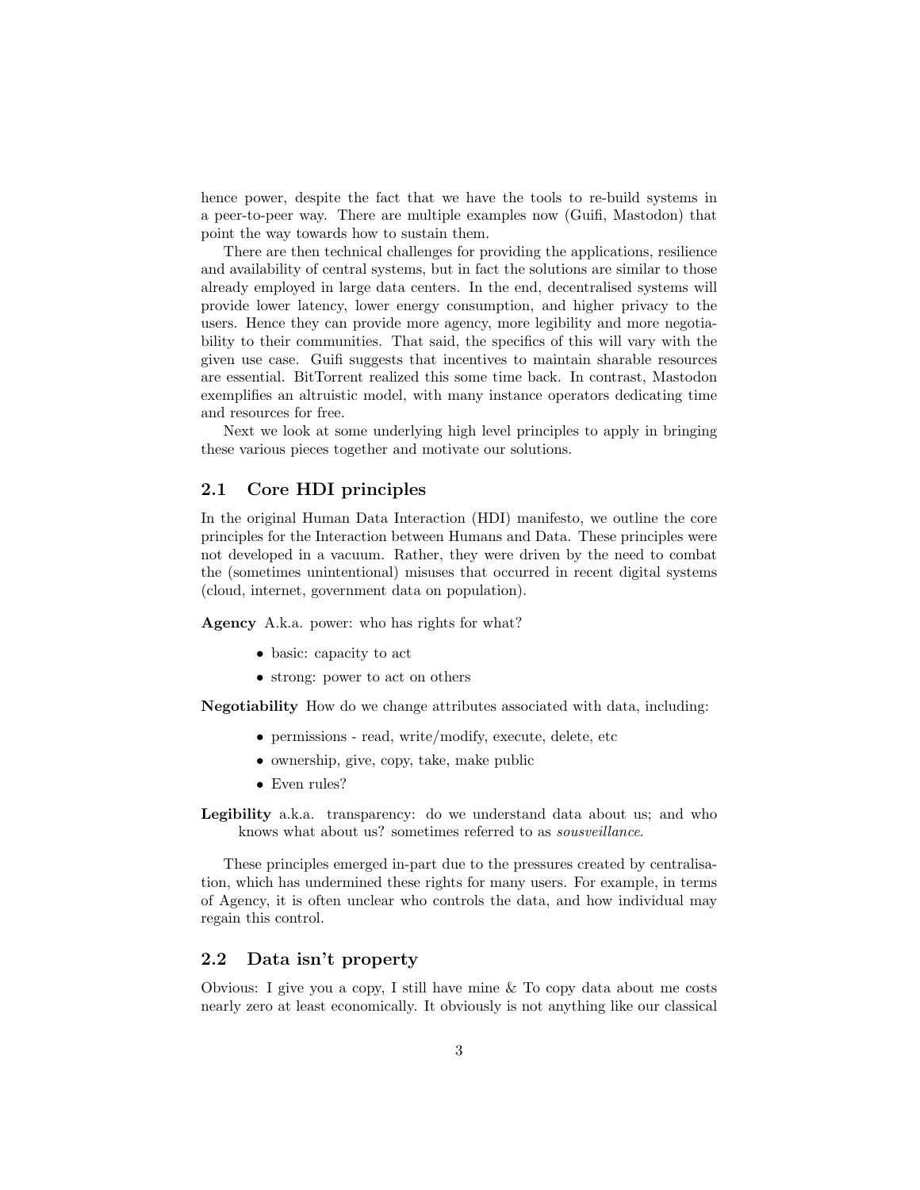hence power, despite the fact that we have the tools to re-build systems in a peer-to-peer way. There are multiple examples now (Guifi, Mastodon) that point the way towards how to sustain them.

There are then technical challenges for providing the applications, resilience and availability of central systems, but in fact the solutions are similar to those already employed in large data centers. In the end, decentralised systems will provide lower latency, lower energy consumption, and higher privacy to the users. Hence they can provide more agency, more legibility and more negotiability to their communities. That said, the specifics of this will vary with the given use case. Guifi suggests that incentives to maintain sharable resources are essential. BitTorrent realized this some time back. In contrast, Mastodon exemplifies an altruistic model, with many instance operators dedicating time and resources for free.

Next we look at some underlying high level principles to apply in bringing these various pieces together and motivate our solutions.

## 2.1 Core HDI principles

In the original Human Data Interaction (HDI) manifesto, we outline the core principles for the Interaction between Humans and Data. These principles were not developed in a vacuum. Rather, they were driven by the need to combat the (sometimes unintentional) misuses that occurred in recent digital systems (cloud, internet, government data on population).

**Agency** A.k.a. power: who has rights for what?

- basic: capacity to act
- strong: power to act on others

**Negotiability** How do we change attributes associated with data, including:

- permissions - read, write/modify, execute, delete, etc
- ownership, give, copy, take, make public
- Even rules?

**Legibility** a.k.a. transparency: do we understand data about us; and who knows what about us? sometimes referred to as *sousveillance*.

These principles emerged in-part due to the pressures created by centralisation, which has undermined these rights for many users. For example, in terms of Agency, it is often unclear who controls the data, and how individual may regain this control.

## 2.2 Data isn't property

Obvious: I give you a copy, I still have mine & To copy data about me costs nearly zero at least economically. It obviously is not anything like our classical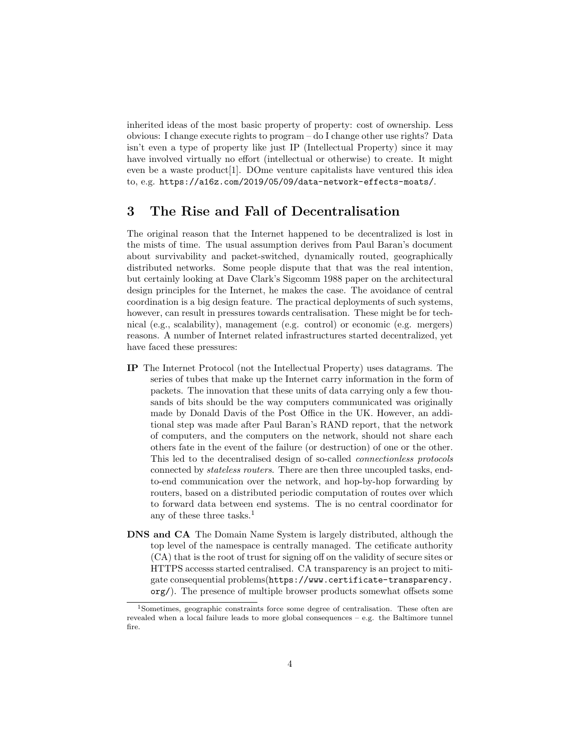inherited ideas of the most basic property of property: cost of ownership. Less obvious: I change execute rights to program – do I change other use rights? Data isn't even a type of property like just IP (Intellectual Property) since it may have involved virtually no effort (intellectual or otherwise) to create. It might even be a waste product[1]. DOme venture capitalists have ventured this idea to, e.g. https://a16z.com/2019/05/09/data-network-effects-moats/.

## 3 The Rise and Fall of Decentralisation

The original reason that the Internet happened to be decentralized is lost in the mists of time. The usual assumption derives from Paul Baran's document about survivability and packet-switched, dynamically routed, geographically distributed networks. Some people dispute that that was the real intention, but certainly looking at Dave Clark's Sigcomm 1988 paper on the architectural design principles for the Internet, he makes the case. The avoidance of central coordination is a big design feature. The practical deployments of such systems, however, can result in pressures towards centralisation. These might be for technical (e.g., scalability), management (e.g. control) or economic (e.g. mergers) reasons. A number of Internet related infrastructures started decentralized, yet have faced these pressures:

**IP** The Internet Protocol (not the Intellectual Property) uses datagrams. The series of tubes that make up the Internet carry information in the form of packets. The innovation that these units of data carrying only a few thousands of bits should be the way computers communicated was originally made by Donald Davis of the Post Office in the UK. However, an additional step was made after Paul Baran's RAND report, that the network of computers, and the computers on the network, should not share each others fate in the event of the failure (or destruction) of one or the other. This led to the decentralised design of so-called *connectionless protocols* connected by *stateless routers*. There are then three uncoupled tasks, end-to-end communication over the network, and hop-by-hop forwarding by routers, based on a distributed periodic computation of routes over which to forward data between end systems. The is no central coordinator for any of these three tasks.[1]

**DNS and CA** The Domain Name System is largely distributed, although the top level of the namespace is centrally managed. The cetificate authority (CA) that is the root of trust for signing off on the validity of secure sites or HTTPS accesss started centralised. CA transparency is an project to mitigate consequential problems(https://www.certificate-transparency.org/). The presence of multiple browser products somewhat offsets some

[1] Sometimes, geographic constraints force some degree of centralisation. These often are revealed when a local failure leads to more global consequences – e.g. the Baltimore tunnel fire.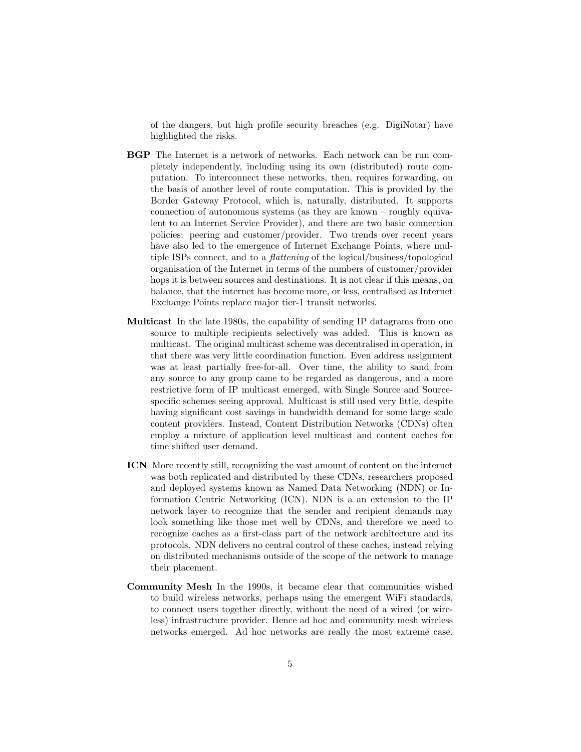of the dangers, but high profile security breaches (e.g. DigiNotar) have highlighted the risks.

**BGP** The Internet is a network of networks. Each network can be run completely independently, including using its own (distributed) route computation. To interconnect these networks, then, requires forwarding, on the basis of another level of route computation. This is provided by the Border Gateway Protocol, which is, naturally, distributed. It supports connection of autonomous systems (as they are known – roughly equivalent to an Internet Service Provider), and there are two basic connection policies: peering and customer/provider. Two trends over recent years have also led to the emergence of Internet Exchange Points, where multiple ISPs connect, and to a *flattening* of the logical/business/topological organisation of the Internet in terms of the numbers of customer/provider hops it is between sources and destinations. It is not clear if this means, on balance, that the internet has become more, or less, centralised as Internet Exchange Points replace major tier-1 transit networks.

**Multicast** In the late 1980s, the capability of sending IP datagrams from one source to multiple recipients selectively was added. This is known as multicast. The original multicast scheme was decentralised in operation, in that there was very little coordination function. Even address assignment was at least partially free-for-all. Over time, the ability to sand from any source to any group came to be regarded as dangerous, and a more restrictive form of IP multicast emerged, with Single Source and Source-specific schemes seeing approval. Multicast is still used very little, despite having significant cost savings in bandwidth demand for some large scale content providers. Instead, Content Distribution Networks (CDNs) often employ a mixture of application level multicast and content caches for time shifted user demand.

**ICN** More recently still, recognizing the vast amount of content on the internet was both replicated and distributed by these CDNs, researchers proposed and deployed systems known as Named Data Networking (NDN) or Information Centric Networking (ICN). NDN is a an extension to the IP network layer to recognize that the sender and recipient demands may look something like those met well by CDNs, and therefore we need to recognize caches as a first-class part of the network architecture and its protocols. NDN delivers no central control of these caches, instead relying on distributed mechanisms outside of the scope of the network to manage their placement.

**Community Mesh** In the 1990s, it became clear that communities wished to build wireless networks, perhaps using the emergent WiFi standards, to connect users together directly, without the need of a wired (or wireless) infrastructure provider. Hence ad hoc and community mesh wireless networks emerged. Ad hoc networks are really the most extreme case.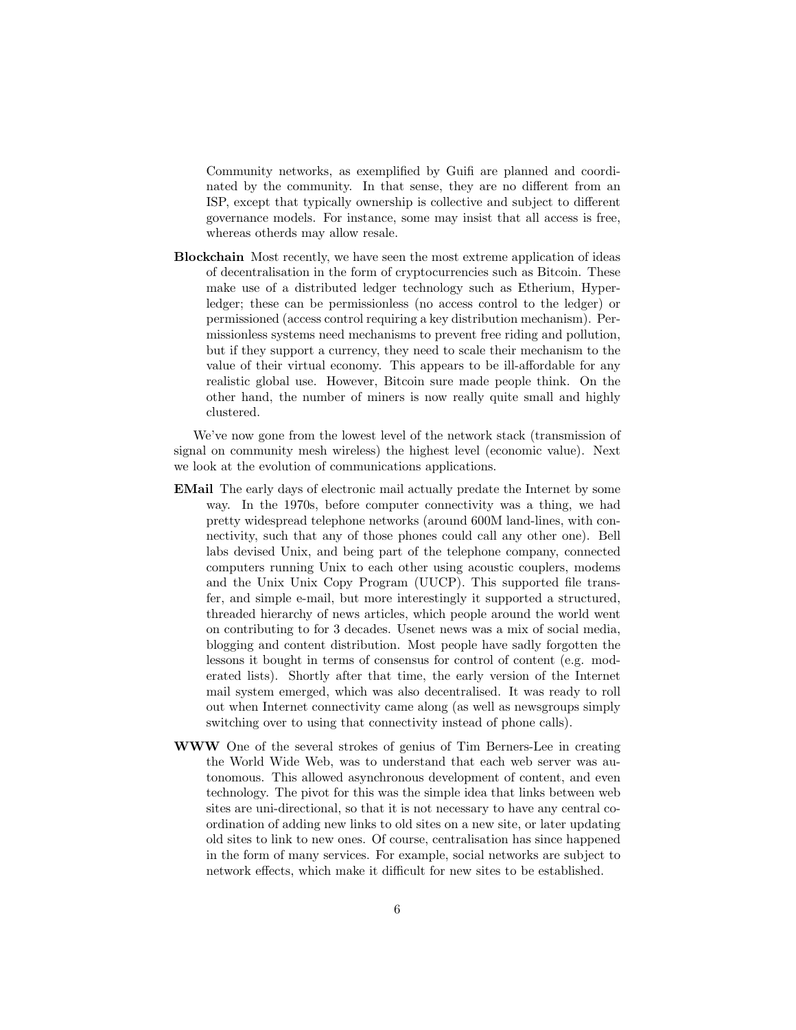Community networks, as exemplified by Guifi are planned and coordinated by the community. In that sense, they are no different from an ISP, except that typically ownership is collective and subject to different governance models. For instance, some may insist that all access is free, whereas otherds may allow resale.

**Blockchain** Most recently, we have seen the most extreme application of ideas of decentralisation in the form of cryptocurrencies such as Bitcoin. These make use of a distributed ledger technology such as Etherium, Hyperledger; these can be permissionless (no access control to the ledger) or permissioned (access control requiring a key distribution mechanism). Permissionless systems need mechanisms to prevent free riding and pollution, but if they support a currency, they need to scale their mechanism to the value of their virtual economy. This appears to be ill-affordable for any realistic global use. However, Bitcoin sure made people think. On the other hand, the number of miners is now really quite small and highly clustered.

We've now gone from the lowest level of the network stack (transmission of signal on community mesh wireless) the highest level (economic value). Next we look at the evolution of communications applications.

**EMail** The early days of electronic mail actually predate the Internet by some way. In the 1970s, before computer connectivity was a thing, we had pretty widespread telephone networks (around 600M land-lines, with connectivity, such that any of those phones could call any other one). Bell labs devised Unix, and being part of the telephone company, connected computers running Unix to each other using acoustic couplers, modems and the Unix Unix Copy Program (UUCP). This supported file transfer, and simple e-mail, but more interestingly it supported a structured, threaded hierarchy of news articles, which people around the world went on contributing to for 3 decades. Usenet news was a mix of social media, blogging and content distribution. Most people have sadly forgotten the lessons it bought in terms of consensus for control of content (e.g. moderated lists). Shortly after that time, the early version of the Internet mail system emerged, which was also decentralised. It was ready to roll out when Internet connectivity came along (as well as newsgroups simply switching over to using that connectivity instead of phone calls).

**WWW** One of the several strokes of genius of Tim Berners-Lee in creating the World Wide Web, was to understand that each web server was autonomous. This allowed asynchronous development of content, and even technology. The pivot for this was the simple idea that links between web sites are uni-directional, so that it is not necessary to have any central coordination of adding new links to old sites on a new site, or later updating old sites to link to new ones. Of course, centralisation has since happened in the form of many services. For example, social networks are subject to network effects, which make it difficult for new sites to be established.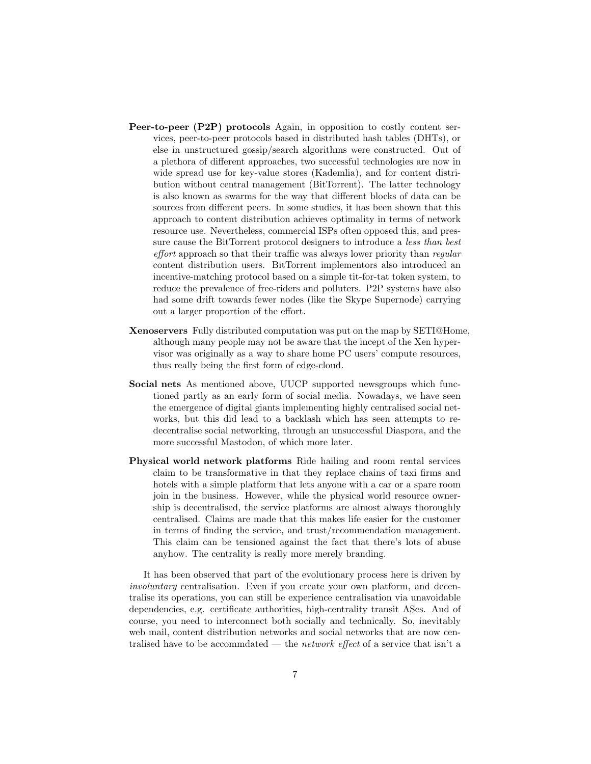**Peer-to-peer (P2P) protocols** Again, in opposition to costly content services, peer-to-peer protocols based in distributed hash tables (DHTs), or else in unstructured gossip/search algorithms were constructed. Out of a plethora of different approaches, two successful technologies are now in wide spread use for key-value stores (Kademlia), and for content distribution without central management (BitTorrent). The latter technology is also known as swarms for the way that different blocks of data can be sources from different peers. In some studies, it has been shown that this approach to content distribution achieves optimality in terms of network resource use. Nevertheless, commercial ISPs often opposed this, and pressure cause the BitTorrent protocol designers to introduce a *less than best effort* approach so that their traffic was always lower priority than *regular* content distribution users. BitTorrent implementors also introduced an incentive-matching protocol based on a simple tit-for-tat token system, to reduce the prevalence of free-riders and polluters. P2P systems have also had some drift towards fewer nodes (like the Skype Supernode) carrying out a larger proportion of the effort.

**Xenoservers** Fully distributed computation was put on the map by SETI@Home, although many people may not be aware that the incept of the Xen hypervisor was originally as a way to share home PC users' compute resources, thus really being the first form of edge-cloud.

**Social nets** As mentioned above, UUCP supported newsgroups which functioned partly as an early form of social media. Nowadays, we have seen the emergence of digital giants implementing highly centralised social networks, but this did lead to a backlash which has seen attempts to re-decentralise social networking, through an unsuccessful Diaspora, and the more successful Mastodon, of which more later.

**Physical world network platforms** Ride hailing and room rental services claim to be transformative in that they replace chains of taxi firms and hotels with a simple platform that lets anyone with a car or a spare room join in the business. However, while the physical world resource ownership is decentralised, the service platforms are almost always thoroughly centralised. Claims are made that this makes life easier for the customer in terms of finding the service, and trust/recommendation management. This claim can be tensioned against the fact that there's lots of abuse anyhow. The centrality is really more merely branding.

It has been observed that part of the evolutionary process here is driven by *involuntary* centralisation. Even if you create your own platform, and decentralise its operations, you can still be experience centralisation via unavoidable dependencies, e.g. certificate authorities, high-centrality transit ASes. And of course, you need to interconnect both socially and technically. So, inevitably web mail, content distribution networks and social networks that are now centralised have to be accommdated — the *network effect* of a service that isn't a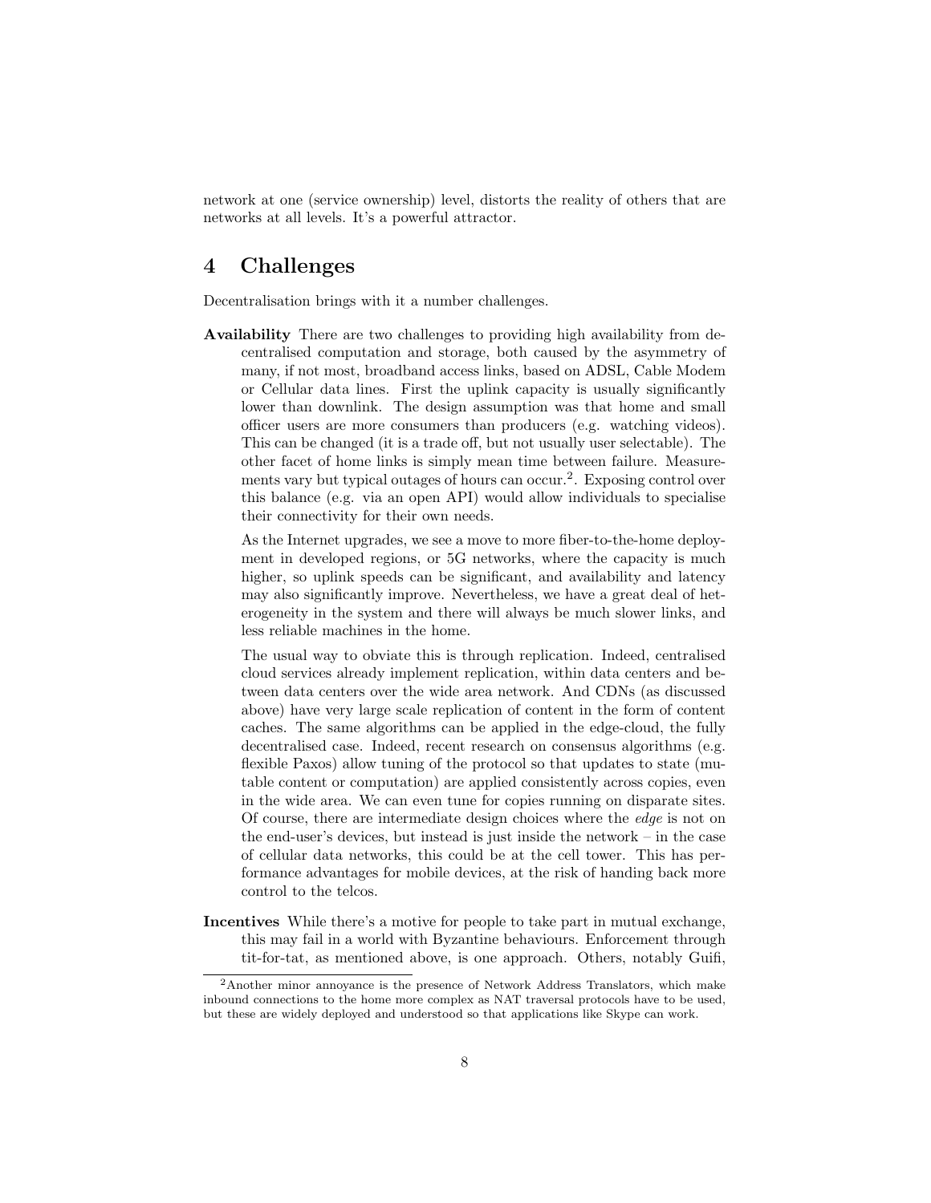network at one (service ownership) level, distorts the reality of others that are networks at all levels. It's a powerful attractor.

## 4 Challenges

Decentralisation brings with it a number challenges.

**Availability** There are two challenges to providing high availability from decentralised computation and storage, both caused by the asymmetry of many, if not most, broadband access links, based on ADSL, Cable Modem or Cellular data lines. First the uplink capacity is usually significantly lower than downlink. The design assumption was that home and small officer users are more consumers than producers (e.g. watching videos). This can be changed (it is a trade off, but not usually user selectable). The other facet of home links is simply mean time between failure. Measurements vary but typical outages of hours can occur.[2]. Exposing control over this balance (e.g. via an open API) would allow individuals to specialise their connectivity for their own needs.

As the Internet upgrades, we see a move to more fiber-to-the-home deployment in developed regions, or 5G networks, where the capacity is much higher, so uplink speeds can be significant, and availability and latency may also significantly improve. Nevertheless, we have a great deal of heterogeneity in the system and there will always be much slower links, and less reliable machines in the home.

The usual way to obviate this is through replication. Indeed, centralised cloud services already implement replication, within data centers and between data centers over the wide area network. And CDNs (as discussed above) have very large scale replication of content in the form of content caches. The same algorithms can be applied in the edge-cloud, the fully decentralised case. Indeed, recent research on consensus algorithms (e.g. flexible Paxos) allow tuning of the protocol so that updates to state (mutable content or computation) are applied consistently across copies, even in the wide area. We can even tune for copies running on disparate sites. Of course, there are intermediate design choices where the *edge* is not on the end-user's devices, but instead is just inside the network – in the case of cellular data networks, this could be at the cell tower. This has performance advantages for mobile devices, at the risk of handing back more control to the telcos.

**Incentives** While there's a motive for people to take part in mutual exchange, this may fail in a world with Byzantine behaviours. Enforcement through tit-for-tat, as mentioned above, is one approach. Others, notably Guifi,

[2]Another minor annoyance is the presence of Network Address Translators, which make inbound connections to the home more complex as NAT traversal protocols have to be used, but these are widely deployed and understood so that applications like Skype can work.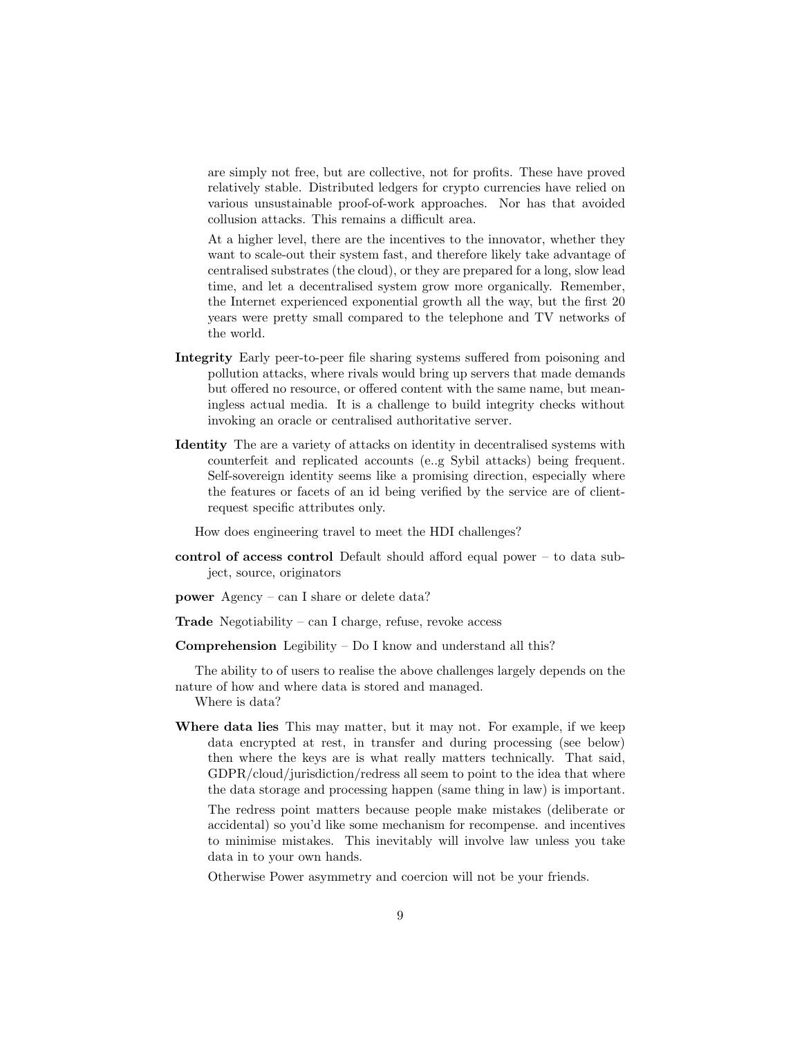are simply not free, but are collective, not for profits. These have proved relatively stable. Distributed ledgers for crypto currencies have relied on various unsustainable proof-of-work approaches. Nor has that avoided collusion attacks. This remains a difficult area.

At a higher level, there are the incentives to the innovator, whether they want to scale-out their system fast, and therefore likely take advantage of centralised substrates (the cloud), or they are prepared for a long, slow lead time, and let a decentralised system grow more organically. Remember, the Internet experienced exponential growth all the way, but the first 20 years were pretty small compared to the telephone and TV networks of the world.

**Integrity** Early peer-to-peer file sharing systems suffered from poisoning and pollution attacks, where rivals would bring up servers that made demands but offered no resource, or offered content with the same name, but meaningless actual media. It is a challenge to build integrity checks without invoking an oracle or centralised authoritative server.

**Identity** The are a variety of attacks on identity in decentralised systems with counterfeit and replicated accounts (e..g Sybil attacks) being frequent. Self-sovereign identity seems like a promising direction, especially where the features or facets of an id being verified by the service are of client-request specific attributes only.

How does engineering travel to meet the HDI challenges?

**control of access control** Default should afford equal power – to data subject, source, originators

**power** Agency – can I share or delete data?

**Trade** Negotiability – can I charge, refuse, revoke access

**Comprehension** Legibility – Do I know and understand all this?

The ability to of users to realise the above challenges largely depends on the nature of how and where data is stored and managed.

Where is data?

**Where data lies** This may matter, but it may not. For example, if we keep data encrypted at rest, in transfer and during processing (see below) then where the keys are is what really matters technically. That said, GDPR/cloud/jurisdiction/redress all seem to point to the idea that where the data storage and processing happen (same thing in law) is important.

The redress point matters because people make mistakes (deliberate or accidental) so you'd like some mechanism for recompense. and incentives to minimise mistakes. This inevitably will involve law unless you take data in to your own hands.

Otherwise Power asymmetry and coercion will not be your friends.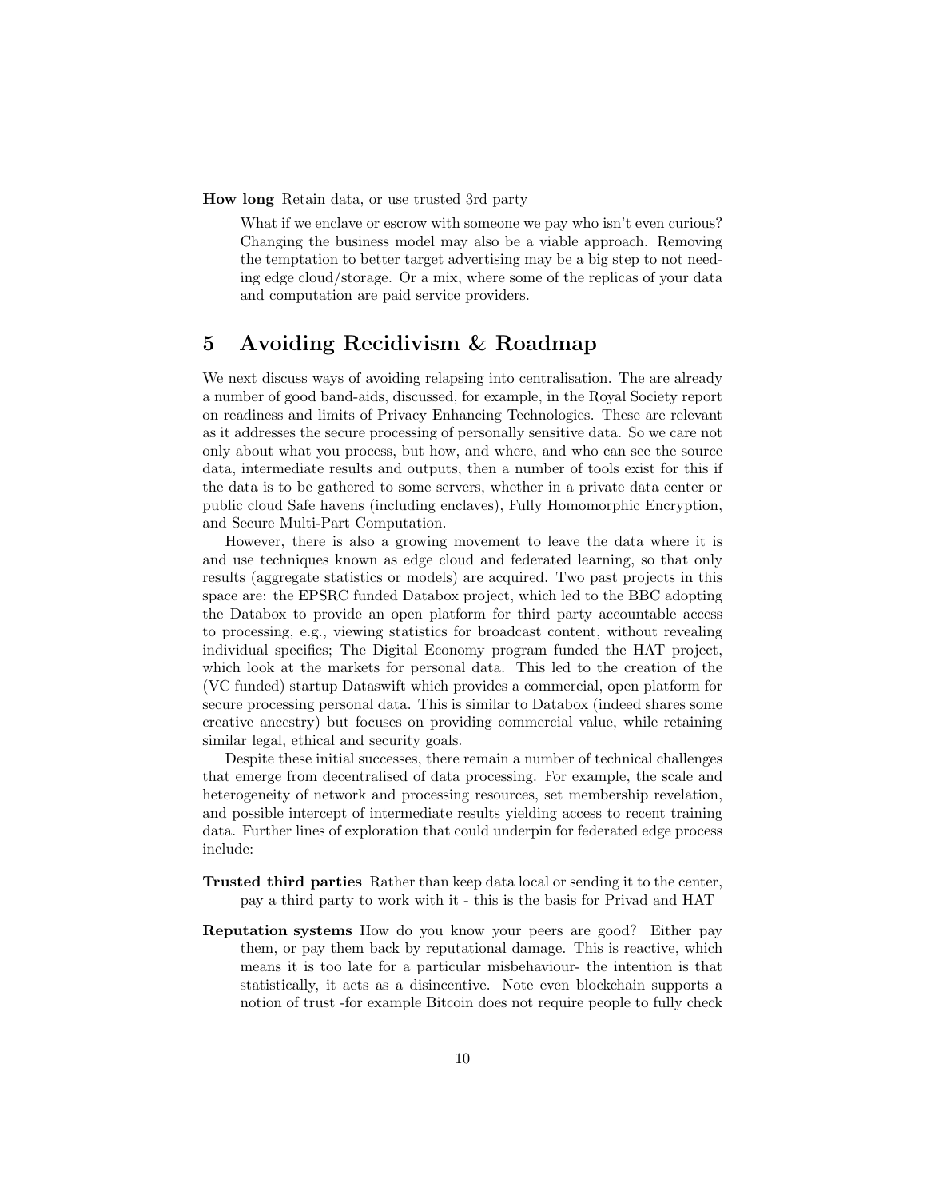**How long** Retain data, or use trusted 3rd party

> What if we enclave or escrow with someone we pay who isn't even curious? Changing the business model may also be a viable approach. Removing the temptation to better target advertising may be a big step to not needing edge cloud/storage. Or a mix, where some of the replicas of your data and computation are paid service providers.

## 5 Avoiding Recidivism & Roadmap

We next discuss ways of avoiding relapsing into centralisation. The are already a number of good band-aids, discussed, for example, in the Royal Society report on readiness and limits of Privacy Enhancing Technologies. These are relevant as it addresses the secure processing of personally sensitive data. So we care not only about what you process, but how, and where, and who can see the source data, intermediate results and outputs, then a number of tools exist for this if the data is to be gathered to some servers, whether in a private data center or public cloud Safe havens (including enclaves), Fully Homomorphic Encryption, and Secure Multi-Part Computation.

However, there is also a growing movement to leave the data where it is and use techniques known as edge cloud and federated learning, so that only results (aggregate statistics or models) are acquired. Two past projects in this space are: the EPSRC funded Databox project, which led to the BBC adopting the Databox to provide an open platform for third party accountable access to processing, e.g., viewing statistics for broadcast content, without revealing individual specifics; The Digital Economy program funded the HAT project, which look at the markets for personal data. This led to the creation of the (VC funded) startup Dataswift which provides a commercial, open platform for secure processing personal data. This is similar to Databox (indeed shares some creative ancestry) but focuses on providing commercial value, while retaining similar legal, ethical and security goals.

Despite these initial successes, there remain a number of technical challenges that emerge from decentralised of data processing. For example, the scale and heterogeneity of network and processing resources, set membership revelation, and possible intercept of intermediate results yielding access to recent training data. Further lines of exploration that could underpin for federated edge process include:

**Trusted third parties** Rather than keep data local or sending it to the center, pay a third party to work with it - this is the basis for Privad and HAT

**Reputation systems** How do you know your peers are good? Either pay them, or pay them back by reputational damage. This is reactive, which means it is too late for a particular misbehaviour- the intention is that statistically, it acts as a disincentive. Note even blockchain supports a notion of trust -for example Bitcoin does not require people to fully check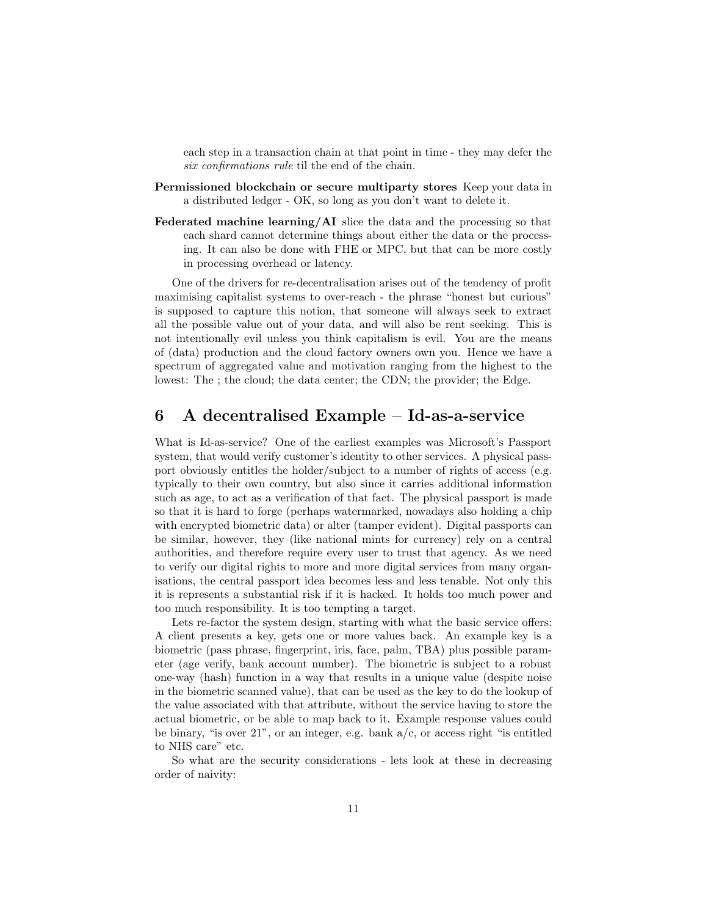each step in a transaction chain at that point in time - they may defer the *six confirmations rule* til the end of the chain.

**Permissioned blockchain or secure multiparty stores** Keep your data in a distributed ledger - OK, so long as you don't want to delete it.

**Federated machine learning/AI** slice the data and the processing so that each shard cannot determine things about either the data or the processing. It can also be done with FHE or MPC, but that can be more costly in processing overhead or latency.

One of the drivers for re-decentralisation arises out of the tendency of profit maximising capitalist systems to over-reach - the phrase "honest but curious" is supposed to capture this notion, that someone will always seek to extract all the possible value out of your data, and will also be rent seeking. This is not intentionally evil unless you think capitalism is evil. You are the means of (data) production and the cloud factory owners own you. Hence we have a spectrum of aggregated value and motivation ranging from the highest to the lowest: The ; the cloud; the data center; the CDN; the provider; the Edge.

## 6 A decentralised Example – Id-as-a-service

What is Id-as-service? One of the earliest examples was Microsoft's Passport system, that would verify customer's identity to other services. A physical passport obviously entitles the holder/subject to a number of rights of access (e.g. typically to their own country, but also since it carries additional information such as age, to act as a verification of that fact. The physical passport is made so that it is hard to forge (perhaps watermarked, nowadays also holding a chip with encrypted biometric data) or alter (tamper evident). Digital passports can be similar, however, they (like national mints for currency) rely on a central authorities, and therefore require every user to trust that agency. As we need to verify our digital rights to more and more digital services from many organisations, the central passport idea becomes less and less tenable. Not only this it is represents a substantial risk if it is hacked. It holds too much power and too much responsibility. It is too tempting a target.

Lets re-factor the system design, starting with what the basic service offers: A client presents a key, gets one or more values back. An example key is a biometric (pass phrase, fingerprint, iris, face, palm, TBA) plus possible parameter (age verify, bank account number). The biometric is subject to a robust one-way (hash) function in a way that results in a unique value (despite noise in the biometric scanned value), that can be used as the key to do the lookup of the value associated with that attribute, without the service having to store the actual biometric, or be able to map back to it. Example response values could be binary, "is over 21", or an integer, e.g. bank a/c, or access right "is entitled to NHS care" etc.

So what are the security considerations - lets look at these in decreasing order of naivity: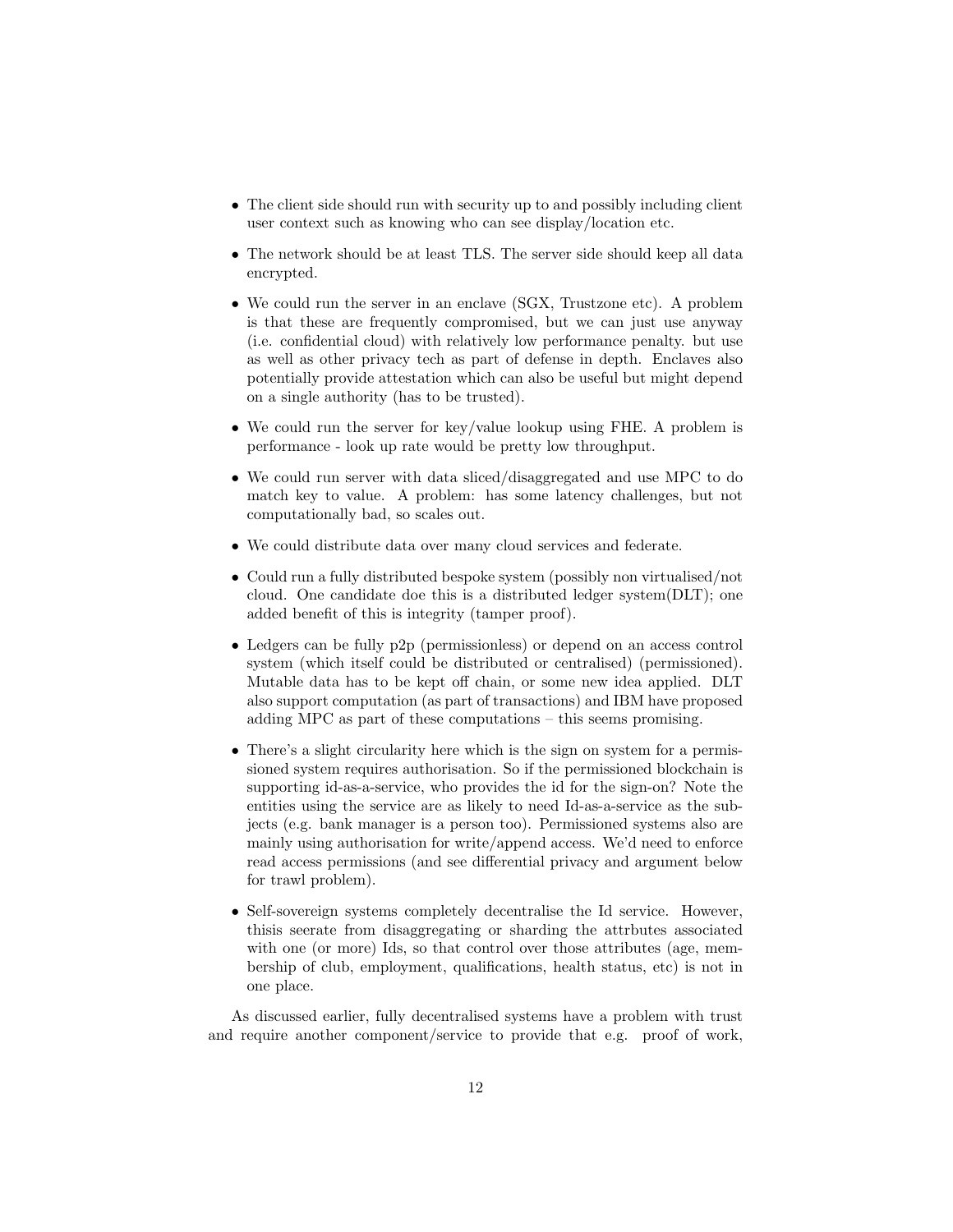- The client side should run with security up to and possibly including client user context such as knowing who can see display/location etc.

- The network should be at least TLS. The server side should keep all data encrypted.

- We could run the server in an enclave (SGX, Trustzone etc). A problem is that these are frequently compromised, but we can just use anyway (i.e. confidential cloud) with relatively low performance penalty. but use as well as other privacy tech as part of defense in depth. Enclaves also potentially provide attestation which can also be useful but might depend on a single authority (has to be trusted).

- We could run the server for key/value lookup using FHE. A problem is performance - look up rate would be pretty low throughput.

- We could run server with data sliced/disaggregated and use MPC to do match key to value. A problem: has some latency challenges, but not computationally bad, so scales out.

- We could distribute data over many cloud services and federate.

- Could run a fully distributed bespoke system (possibly non virtualised/not cloud. One candidate doe this is a distributed ledger system(DLT); one added benefit of this is integrity (tamper proof).

- Ledgers can be fully p2p (permissionless) or depend on an access control system (which itself could be distributed or centralised) (permissioned). Mutable data has to be kept off chain, or some new idea applied. DLT also support computation (as part of transactions) and IBM have proposed adding MPC as part of these computations – this seems promising.

- There's a slight circularity here which is the sign on system for a permissioned system requires authorisation. So if the permissioned blockchain is supporting id-as-a-service, who provides the id for the sign-on? Note the entities using the service are as likely to need Id-as-a-service as the subjects (e.g. bank manager is a person too). Permissioned systems also are mainly using authorisation for write/append access. We'd need to enforce read access permissions (and see differential privacy and argument below for trawl problem).

- Self-sovereign systems completely decentralise the Id service. However, thisis seerate from disaggregating or sharding the attrbutes associated with one (or more) Ids, so that control over those attributes (age, membership of club, employment, qualifications, health status, etc) is not in one place.

As discussed earlier, fully decentralised systems have a problem with trust and require another component/service to provide that e.g. proof of work,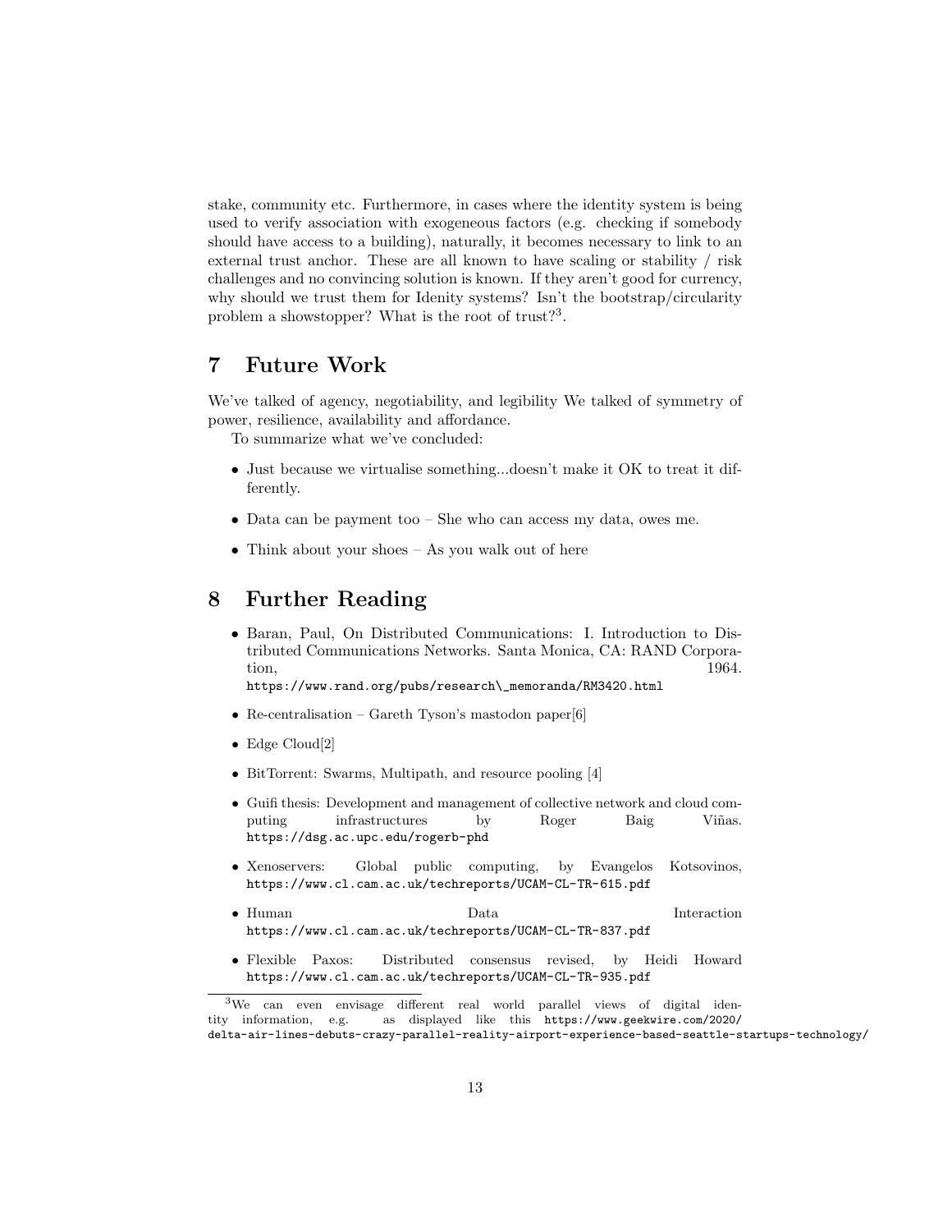stake, community etc. Furthermore, in cases where the identity system is being used to verify association with exogeneous factors (e.g. checking if somebody should have access to a building), naturally, it becomes necessary to link to an external trust anchor. These are all known to have scaling or stability / risk challenges and no convincing solution is known. If they aren't good for currency, why should we trust them for Idenity systems? Isn't the bootstrap/circularity problem a showstopper? What is the root of trust?[3].

## 7 Future Work

We've talked of agency, negotiability, and legibility We talked of symmetry of power, resilience, availability and affordance.

To summarize what we've concluded:

- Just because we virtualise something...doesn't make it OK to treat it differently.
- Data can be payment too – She who can access my data, owes me.
- Think about your shoes – As you walk out of here

## 8 Further Reading

- Baran, Paul, On Distributed Communications: I. Introduction to Distributed Communications Networks. Santa Monica, CA: RAND Corporation, 1964. https://www.rand.org/pubs/research\_memoranda/RM3420.html
- Re-centralisation – Gareth Tyson's mastodon paper[6]
- Edge Cloud[2]
- BitTorrent: Swarms, Multipath, and resource pooling [4]
- Guifi thesis: Development and management of collective network and cloud computing infrastructures by Roger Baig Viñas. https://dsg.ac.upc.edu/rogerb-phd
- Xenoservers: Global public computing, by Evangelos Kotsovinos, https://www.cl.cam.ac.uk/techreports/UCAM-CL-TR-615.pdf
- Human Data Interaction https://www.cl.cam.ac.uk/techreports/UCAM-CL-TR-837.pdf
- Flexible Paxos: Distributed consensus revised, by Heidi Howard https://www.cl.cam.ac.uk/techreports/UCAM-CL-TR-935.pdf

[3] We can even envisage different real world parallel views of digital identity information, e.g. as displayed like this https://www.geekwire.com/2020/delta-air-lines-debuts-crazy-parallel-reality-airport-experience-based-seattle-startups-technology/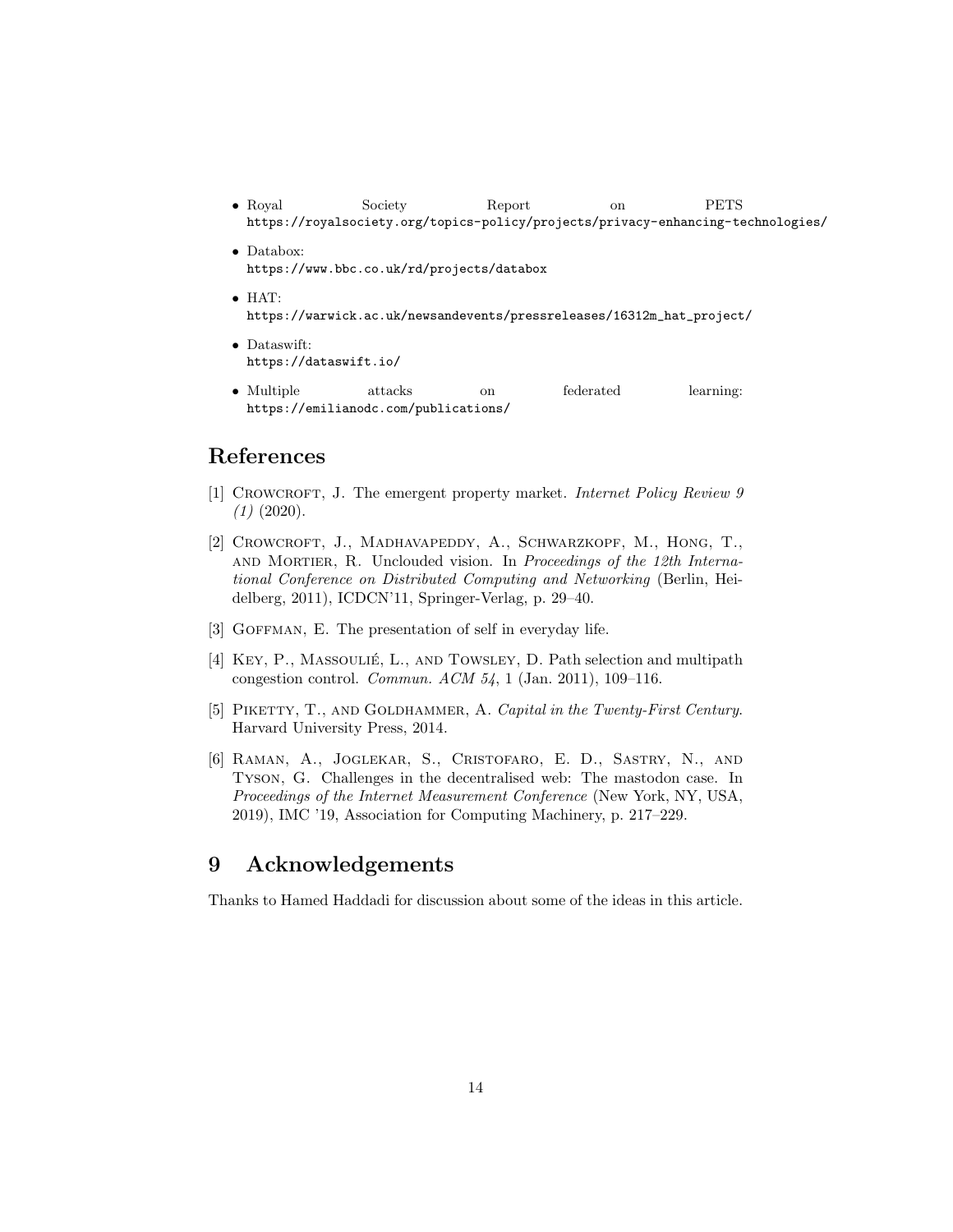- Royal Society Report on PETS https://royalsociety.org/topics-policy/projects/privacy-enhancing-technologies/
- Databox: https://www.bbc.co.uk/rd/projects/databox
- HAT: https://warwick.ac.uk/newsandevents/pressreleases/16312m_hat_project/
- Dataswift: https://dataswift.io/
- Multiple attacks on federated learning: https://emilianodc.com/publications/

## References

[1] Crowcroft, J. The emergent property market. *Internet Policy Review 9 (1)* (2020).

[2] Crowcroft, J., Madhavapeddy, A., Schwarzkopf, M., Hong, T., and Mortier, R. Unclouded vision. In *Proceedings of the 12th International Conference on Distributed Computing and Networking* (Berlin, Heidelberg, 2011), ICDCN'11, Springer-Verlag, p. 29–40.

[3] Goffman, E. The presentation of self in everyday life.

[4] Key, P., Massoulié, L., and Towsley, D. Path selection and multipath congestion control. *Commun. ACM 54*, 1 (Jan. 2011), 109–116.

[5] Piketty, T., and Goldhammer, A. *Capital in the Twenty-First Century*. Harvard University Press, 2014.

[6] Raman, A., Joglekar, S., Cristofaro, E. D., Sastry, N., and Tyson, G. Challenges in the decentralised web: The mastodon case. In *Proceedings of the Internet Measurement Conference* (New York, NY, USA, 2019), IMC '19, Association for Computing Machinery, p. 217–229.

## 9 Acknowledgements

Thanks to Hamed Haddadi for discussion about some of the ideas in this article.